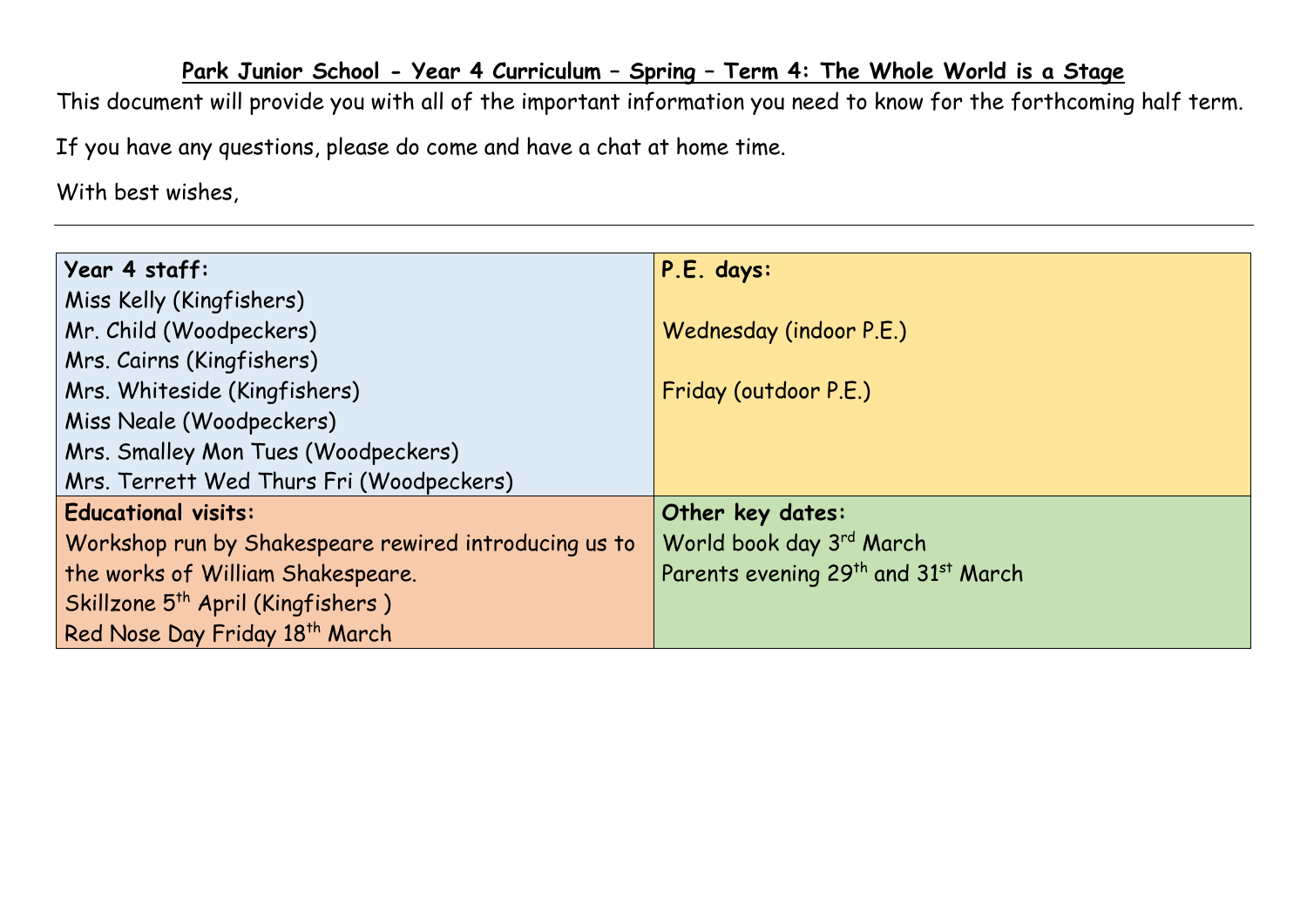# Park Junior School - Year 4 Curriculum – Spring – Term 4: The Whole World is a Stage

This document will provide you with all of the important information you need to know for the forthcoming half term.

If you have any questions, please do come and have a chat at home time.

With best wishes,

---

| **Year 4 staff:** | **P.E. days:** |
| --- | --- |
| Miss Kelly (Kingfishers)<br>Mr. Child (Woodpeckers)<br>Mrs. Cairns (Kingfishers)<br>Mrs. Whiteside (Kingfishers)<br>Miss Neale (Woodpeckers)<br>Mrs. Smalley Mon Tues (Woodpeckers)<br>Mrs. Terrett Wed Thurs Fri (Woodpeckers) | Wednesday (indoor P.E.)<br><br>Friday (outdoor P.E.) |
| **Educational visits:**<br>Workshop run by Shakespeare rewired introducing us to the works of William Shakespeare.<br>Skillzone 5th April (Kingfishers )<br>Red Nose Day Friday 18th March | **Other key dates:**<br>World book day 3rd March<br>Parents evening 29th and 31st March |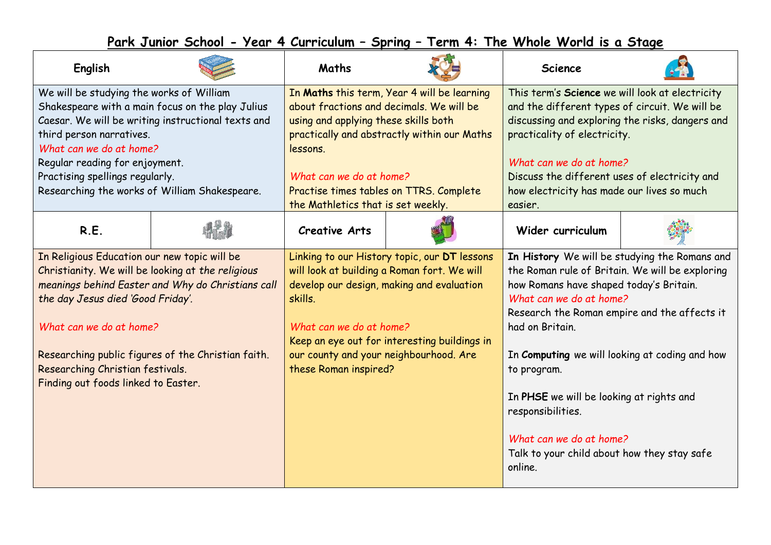# Park Junior School - Year 4 Curriculum – Spring – Term 4: The Whole World is a Stage

## English

We will be studying the works of William Shakespeare with a main focus on the play Julius Caesar. We will be writing instructional texts and third person narratives.

*What can we do at home?*

Regular reading for enjoyment.
Practising spellings regularly.
Researching the works of William Shakespeare.

## Maths

In **Maths** this term, Year 4 will be learning about fractions and decimals. We will be using and applying these skills both practically and abstractly within our Maths lessons.

*What can we do at home?*

Practise times tables on TTRS. Complete the Mathletics that is set weekly.

## Science

This term's **Science** we will look at electricity and the different types of circuit. We will be discussing and exploring the risks, dangers and practicality of electricity.

*What can we do at home?*

Discuss the different uses of electricity and how electricity has made our lives so much easier.

## R.E.

In Religious Education our new topic will be Christianity. We will be looking at *the religious meanings behind Easter and Why do Christians call the day Jesus died 'Good Friday'.*

*What can we do at home?*

Researching public figures of the Christian faith.
Researching Christian festivals.
Finding out foods linked to Easter.

## Creative Arts

Linking to our History topic, our **DT** lessons will look at building a Roman fort. We will develop our design, making and evaluation skills.

*What can we do at home?*

Keep an eye out for interesting buildings in our county and your neighbourhood. Are these Roman inspired?

## Wider curriculum

**In History** We will be studying the Romans and the Roman rule of Britain. We will be exploring how Romans have shaped today's Britain.

*What can we do at home?*

Research the Roman empire and the affects it had on Britain.

In **Computing** we will looking at coding and how to program.

In **PHSE** we will be looking at rights and responsibilities.

*What can we do at home?*

Talk to your child about how they stay safe online.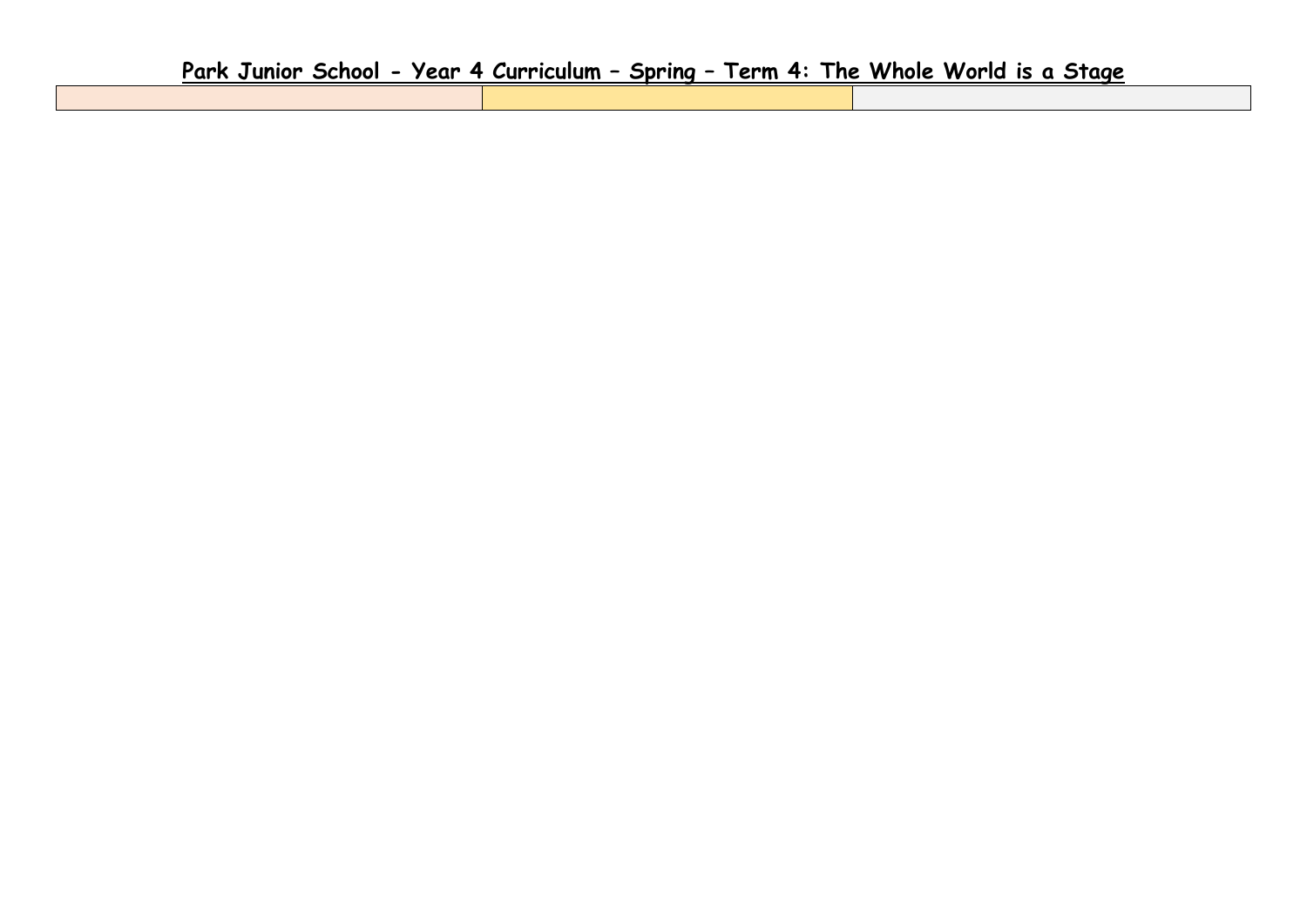# Park Junior School - Year 4 Curriculum – Spring – Term 4: The Whole World is a Stage

| | | |
|---|---|---|
| | | |